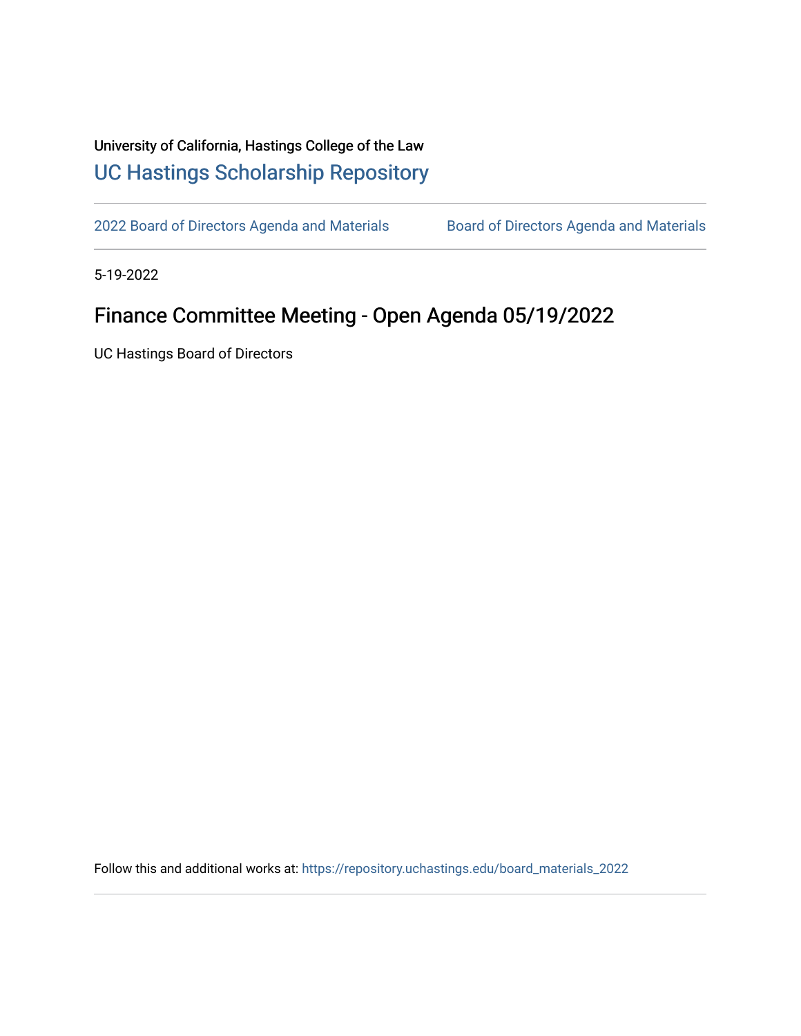University of California, Hastings College of the Law

UC Hastings Scholarship Repository

2022 Board of Directors Agenda and Materials

Board of Directors Agenda and Materials

5-19-2022

# Finance Committee Meeting - Open Agenda 05/19/2022

UC Hastings Board of Directors

Follow this and additional works at: https://repository.uchastings.edu/board_materials_2022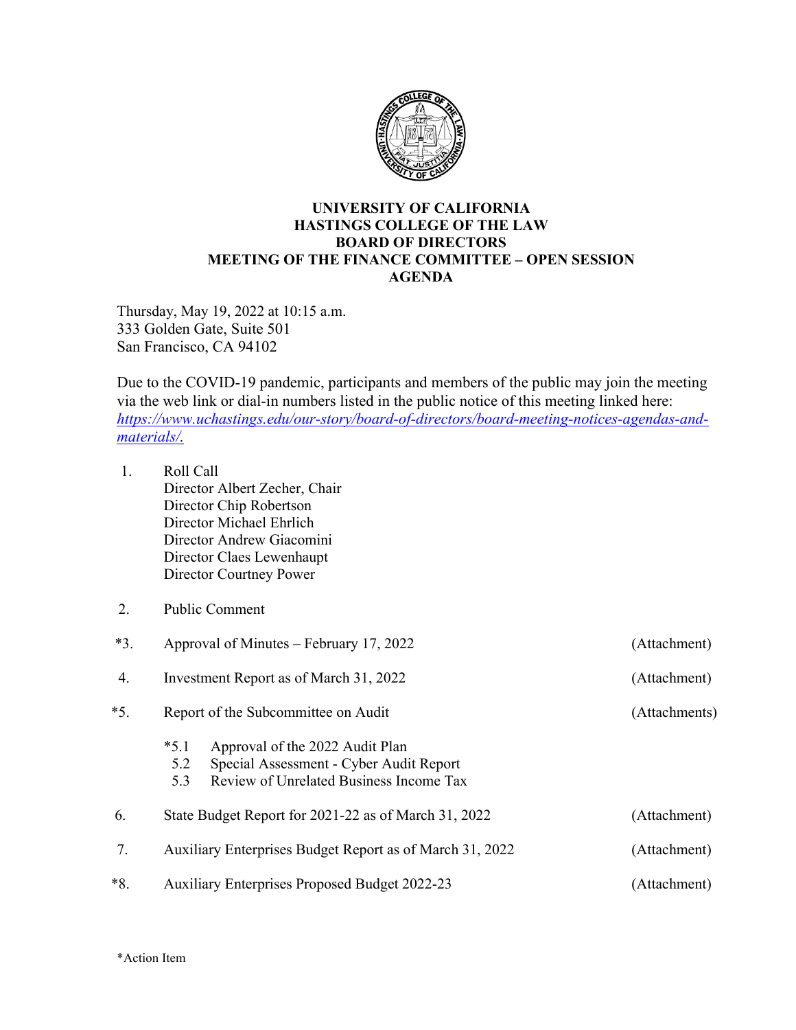# UNIVERSITY OF CALIFORNIA
# HASTINGS COLLEGE OF THE LAW
# BOARD OF DIRECTORS
# MEETING OF THE FINANCE COMMITTEE – OPEN SESSION
# AGENDA

Thursday, May 19, 2022 at 10:15 a.m.
333 Golden Gate, Suite 501
San Francisco, CA 94102

Due to the COVID-19 pandemic, participants and members of the public may join the meeting via the web link or dial-in numbers listed in the public notice of this meeting linked here: *https://www.uchastings.edu/our-story/board-of-directors/board-meeting-notices-agendas-and-materials/.*

1. Roll Call
   Director Albert Zecher, Chair
   Director Chip Robertson
   Director Michael Ehrlich
   Director Andrew Giacomini
   Director Claes Lewenhaupt
   Director Courtney Power

2. Public Comment

*3. Approval of Minutes – February 17, 2022 (Attachment)

4. Investment Report as of March 31, 2022 (Attachment)

*5. Report of the Subcommittee on Audit (Attachments)

   *5.1 Approval of the 2022 Audit Plan
   5.2 Special Assessment - Cyber Audit Report
   5.3 Review of Unrelated Business Income Tax

6. State Budget Report for 2021-22 as of March 31, 2022 (Attachment)

7. Auxiliary Enterprises Budget Report as of March 31, 2022 (Attachment)

*8. Auxiliary Enterprises Proposed Budget 2022-23 (Attachment)

*Action Item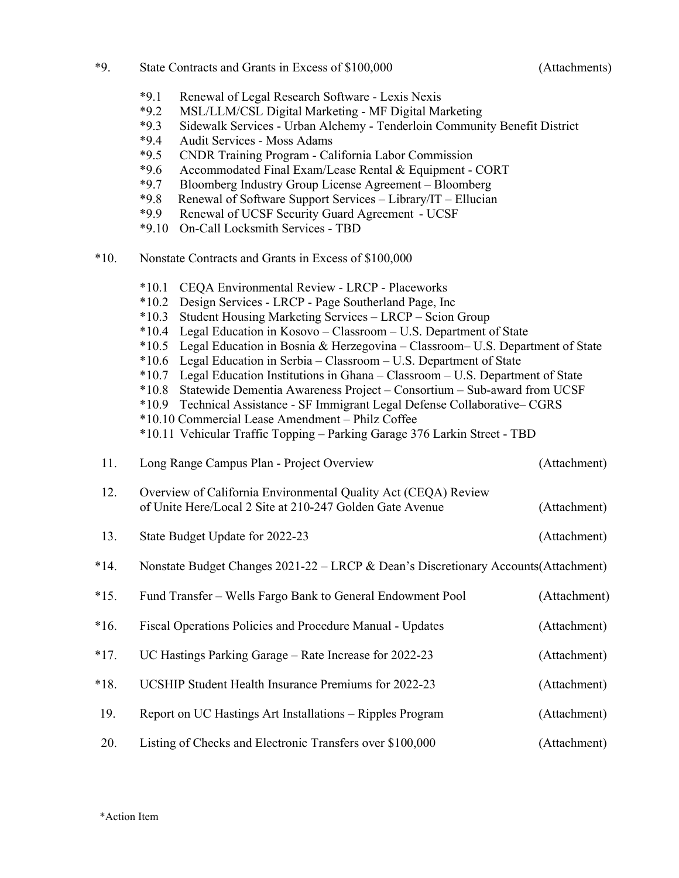*9. State Contracts and Grants in Excess of $100,000 (Attachments)

- *9.1 Renewal of Legal Research Software - Lexis Nexis
- *9.2 MSL/LLM/CSL Digital Marketing - MF Digital Marketing
- *9.3 Sidewalk Services - Urban Alchemy - Tenderloin Community Benefit District
- *9.4 Audit Services - Moss Adams
- *9.5 CNDR Training Program - California Labor Commission
- *9.6 Accommodated Final Exam/Lease Rental & Equipment - CORT
- *9.7 Bloomberg Industry Group License Agreement – Bloomberg
- *9.8 Renewal of Software Support Services – Library/IT – Ellucian
- *9.9 Renewal of UCSF Security Guard Agreement - UCSF
- *9.10 On-Call Locksmith Services - TBD

*10. Nonstate Contracts and Grants in Excess of $100,000

- *10.1 CEQA Environmental Review - LRCP - Placeworks
- *10.2 Design Services - LRCP - Page Southerland Page, Inc
- *10.3 Student Housing Marketing Services – LRCP – Scion Group
- *10.4 Legal Education in Kosovo – Classroom – U.S. Department of State
- *10.5 Legal Education in Bosnia & Herzegovina – Classroom– U.S. Department of State
- *10.6 Legal Education in Serbia – Classroom – U.S. Department of State
- *10.7 Legal Education Institutions in Ghana – Classroom – U.S. Department of State
- *10.8 Statewide Dementia Awareness Project – Consortium – Sub-award from UCSF
- *10.9 Technical Assistance - SF Immigrant Legal Defense Collaborative– CGRS
- *10.10 Commercial Lease Amendment – Philz Coffee
- *10.11 Vehicular Traffic Topping – Parking Garage 376 Larkin Street - TBD

11. Long Range Campus Plan - Project Overview (Attachment)

12. Overview of California Environmental Quality Act (CEQA) Review of Unite Here/Local 2 Site at 210-247 Golden Gate Avenue (Attachment)

13. State Budget Update for 2022-23 (Attachment)

*14. Nonstate Budget Changes 2021-22 – LRCP & Dean's Discretionary Accounts (Attachment)

*15. Fund Transfer – Wells Fargo Bank to General Endowment Pool (Attachment)

*16. Fiscal Operations Policies and Procedure Manual - Updates (Attachment)

*17. UC Hastings Parking Garage – Rate Increase for 2022-23 (Attachment)

*18. UCSHIP Student Health Insurance Premiums for 2022-23 (Attachment)

19. Report on UC Hastings Art Installations – Ripples Program (Attachment)

20. Listing of Checks and Electronic Transfers over $100,000 (Attachment)

*Action Item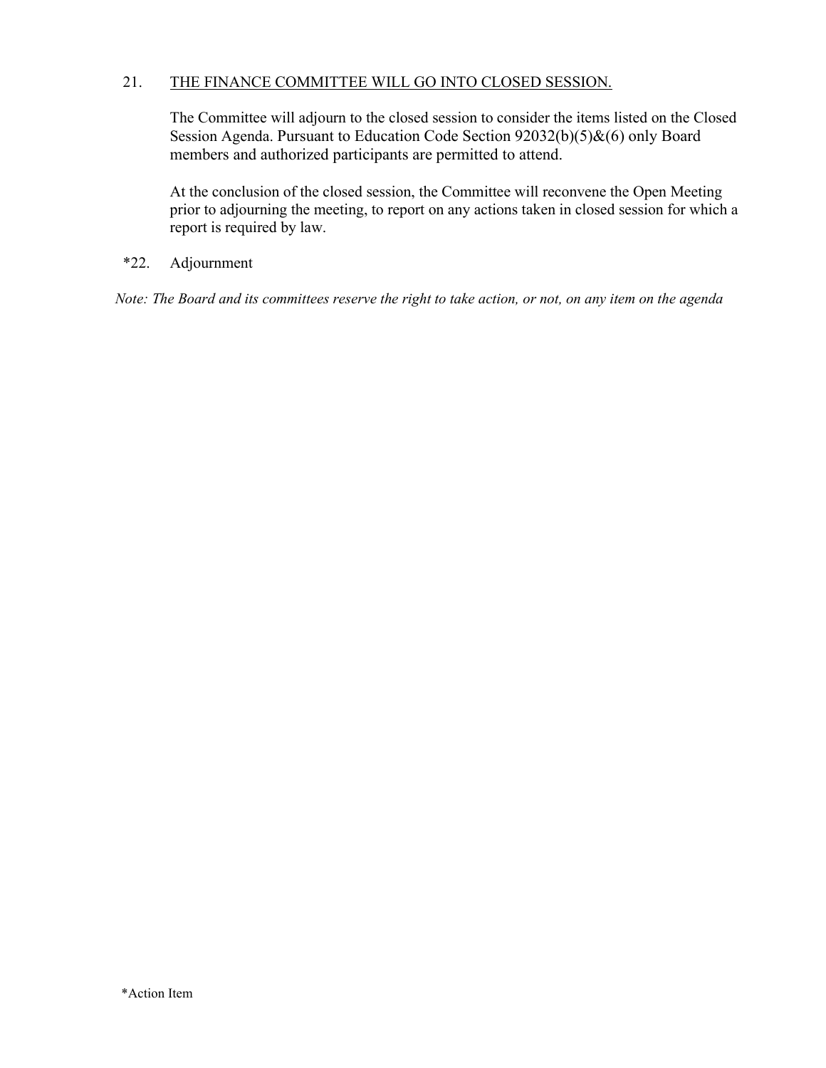21. <u>THE FINANCE COMMITTEE WILL GO INTO CLOSED SESSION.</u>

    The Committee will adjourn to the closed session to consider the items listed on the Closed Session Agenda. Pursuant to Education Code Section 92032(b)(5)&(6) only Board members and authorized participants are permitted to attend.

    At the conclusion of the closed session, the Committee will reconvene the Open Meeting prior to adjourning the meeting, to report on any actions taken in closed session for which a report is required by law.

*22. Adjournment

*Note: The Board and its committees reserve the right to take action, or not, on any item on the agenda*

*Action Item